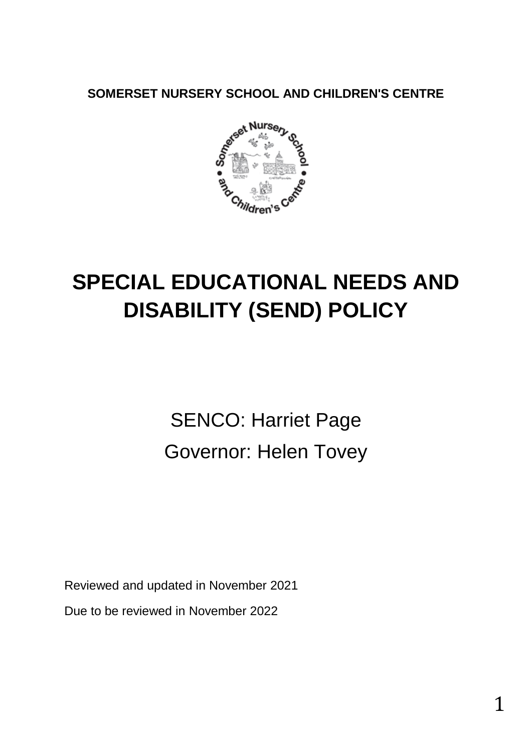**SOMERSET NURSERY SCHOOL AND CHILDREN'S CENTRE**

# SPECIAL EDUCATIONAL NEEDS AND DISABILITY (SEND) POLICY

SENCO: Harriet Page

Governor: Helen Tovey

Reviewed and updated in November 2021

Due to be reviewed in November 2022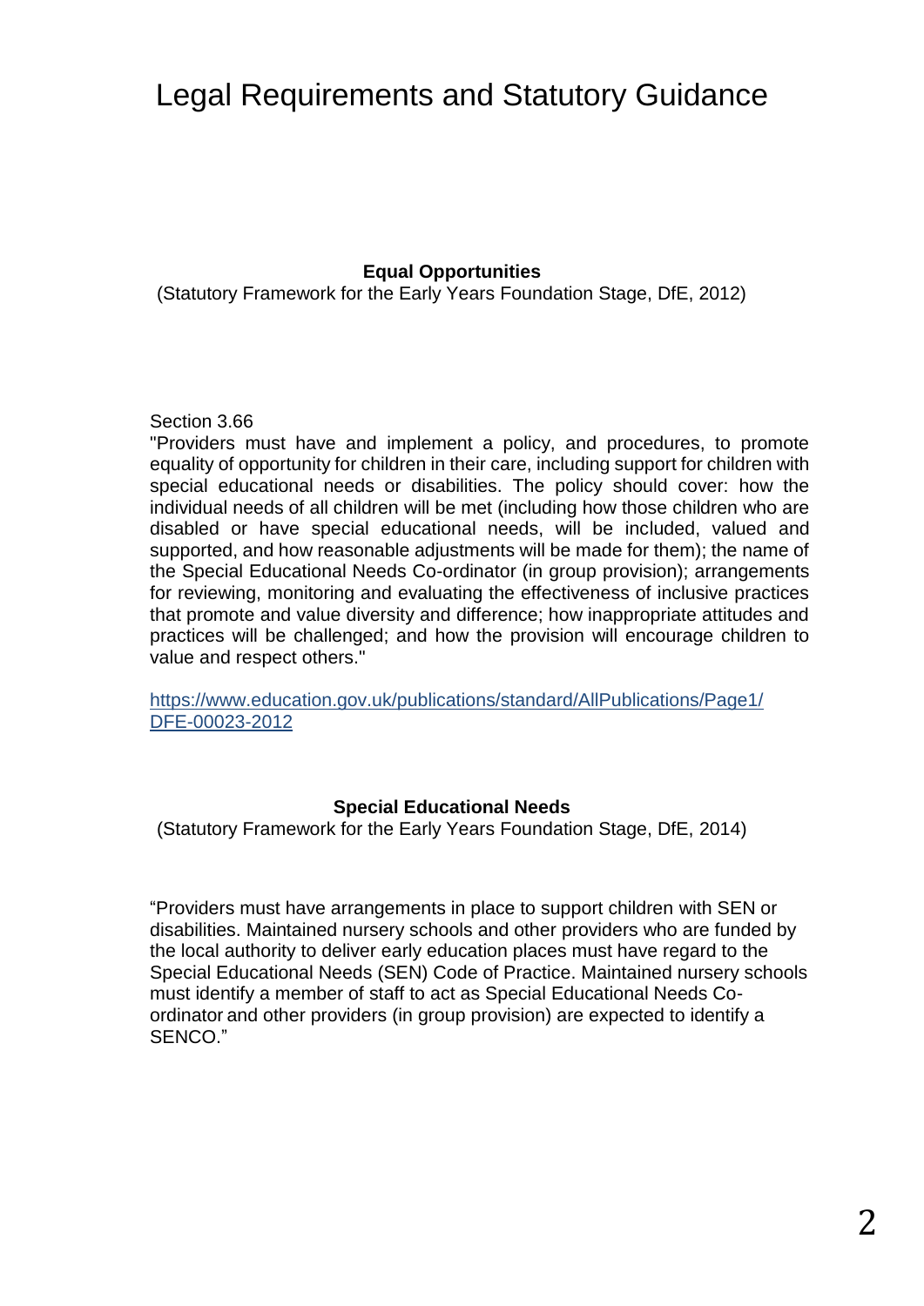# Legal Requirements and Statutory Guidance

**Equal Opportunities**

(Statutory Framework for the Early Years Foundation Stage, DfE, 2012)

Section 3.66

"Providers must have and implement a policy, and procedures, to promote equality of opportunity for children in their care, including support for children with special educational needs or disabilities. The policy should cover: how the individual needs of all children will be met (including how those children who are disabled or have special educational needs, will be included, valued and supported, and how reasonable adjustments will be made for them); the name of the Special Educational Needs Co-ordinator (in group provision); arrangements for reviewing, monitoring and evaluating the effectiveness of inclusive practices that promote and value diversity and difference; how inappropriate attitudes and practices will be challenged; and how the provision will encourage children to value and respect others."

[https://www.education.gov.uk/publications/standard/AllPublications/Page1/DFE-00023-2012](https://www.education.gov.uk/publications/standard/AllPublications/Page1/DFE-00023-2012)

**Special Educational Needs**

(Statutory Framework for the Early Years Foundation Stage, DfE, 2014)

"Providers must have arrangements in place to support children with SEN or disabilities. Maintained nursery schools and other providers who are funded by the local authority to deliver early education places must have regard to the Special Educational Needs (SEN) Code of Practice. Maintained nursery schools must identify a member of staff to act as Special Educational Needs Co-ordinator and other providers (in group provision) are expected to identify a SENCO."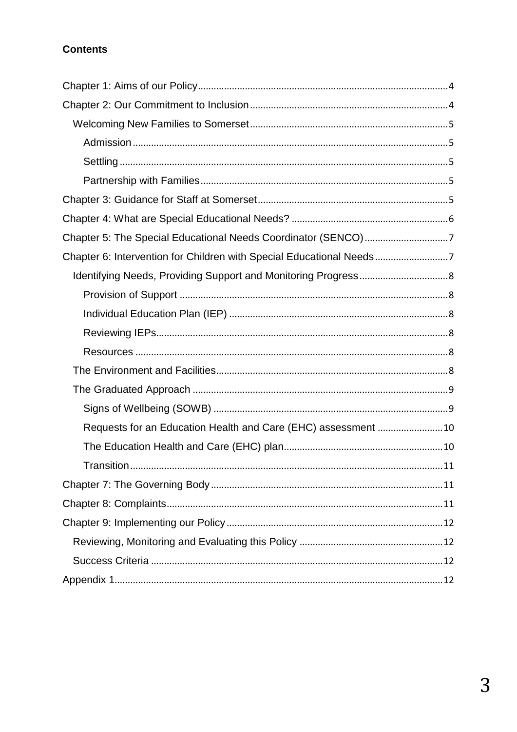**Contents**

- Chapter 1: Aims of our Policy ... 4
- Chapter 2: Our Commitment to Inclusion ... 4
  - Welcoming New Families to Somerset ... 5
    - Admission ... 5
    - Settling ... 5
    - Partnership with Families ... 5
- Chapter 3: Guidance for Staff at Somerset ... 5
- Chapter 4: What are Special Educational Needs? ... 6
- Chapter 5: The Special Educational Needs Coordinator (SENCO) ... 7
- Chapter 6: Intervention for Children with Special Educational Needs ... 7
  - Identifying Needs, Providing Support and Monitoring Progress ... 8
    - Provision of Support ... 8
    - Individual Education Plan (IEP) ... 8
    - Reviewing IEPs ... 8
    - Resources ... 8
  - The Environment and Facilities ... 8
  - The Graduated Approach ... 9
    - Signs of Wellbeing (SOWB) ... 9
    - Requests for an Education Health and Care (EHC) assessment ... 10
    - The Education Health and Care (EHC) plan ... 10
    - Transition ... 11
- Chapter 7: The Governing Body ... 11
- Chapter 8: Complaints ... 11
- Chapter 9: Implementing our Policy ... 12
  - Reviewing, Monitoring and Evaluating this Policy ... 12
  - Success Criteria ... 12
- Appendix 1 ... 12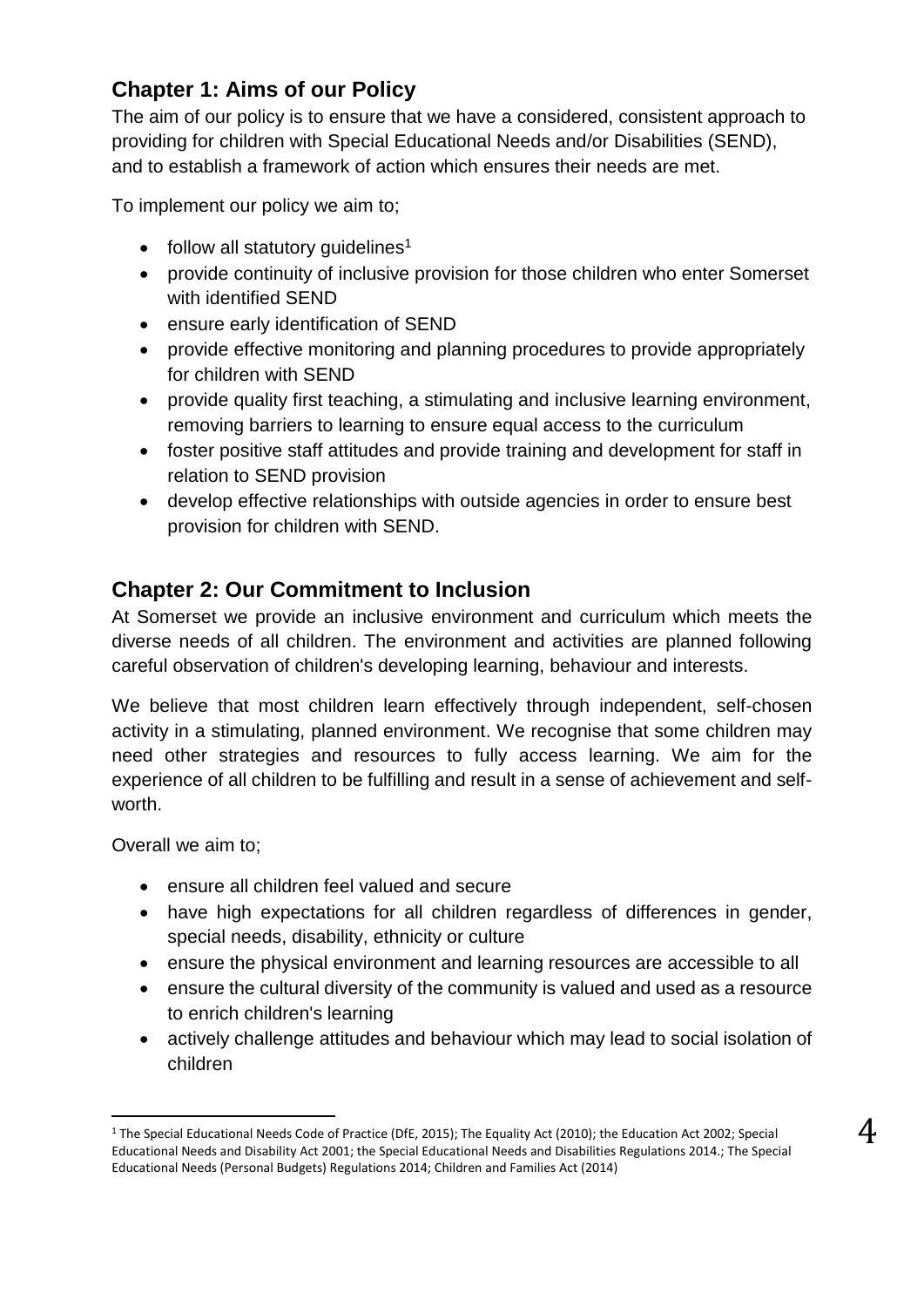## Chapter 1: Aims of our Policy

The aim of our policy is to ensure that we have a considered, consistent approach to providing for children with Special Educational Needs and/or Disabilities (SEND), and to establish a framework of action which ensures their needs are met.

To implement our policy we aim to;

- follow all statutory guidelines[1]
- provide continuity of inclusive provision for those children who enter Somerset with identified SEND
- ensure early identification of SEND
- provide effective monitoring and planning procedures to provide appropriately for children with SEND
- provide quality first teaching, a stimulating and inclusive learning environment, removing barriers to learning to ensure equal access to the curriculum
- foster positive staff attitudes and provide training and development for staff in relation to SEND provision
- develop effective relationships with outside agencies in order to ensure best provision for children with SEND.

## Chapter 2: Our Commitment to Inclusion

At Somerset we provide an inclusive environment and curriculum which meets the diverse needs of all children. The environment and activities are planned following careful observation of children's developing learning, behaviour and interests.

We believe that most children learn effectively through independent, self-chosen activity in a stimulating, planned environment. We recognise that some children may need other strategies and resources to fully access learning. We aim for the experience of all children to be fulfilling and result in a sense of achievement and self-worth.

Overall we aim to;

- ensure all children feel valued and secure
- have high expectations for all children regardless of differences in gender, special needs, disability, ethnicity or culture
- ensure the physical environment and learning resources are accessible to all
- ensure the cultural diversity of the community is valued and used as a resource to enrich children's learning
- actively challenge attitudes and behaviour which may lead to social isolation of children

[1] The Special Educational Needs Code of Practice (DfE, 2015); The Equality Act (2010); the Education Act 2002; Special Educational Needs and Disability Act 2001; the Special Educational Needs and Disabilities Regulations 2014.; The Special Educational Needs (Personal Budgets) Regulations 2014; Children and Families Act (2014)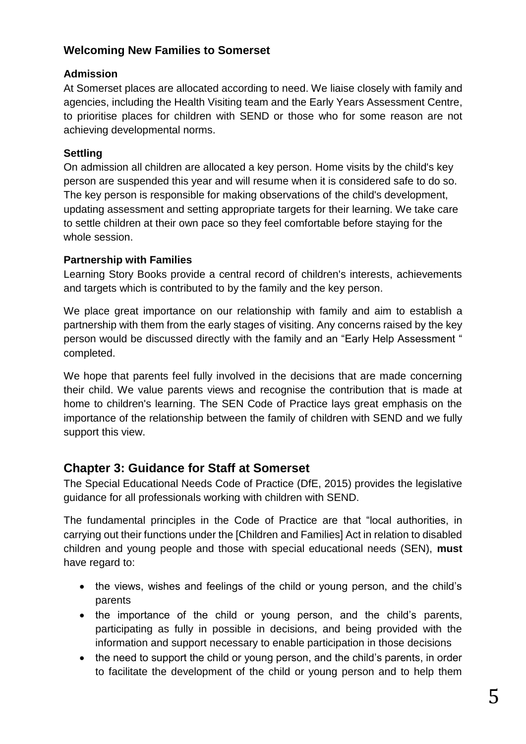## Welcoming New Families to Somerset

### Admission

At Somerset places are allocated according to need. We liaise closely with family and agencies, including the Health Visiting team and the Early Years Assessment Centre, to prioritise places for children with SEND or those who for some reason are not achieving developmental norms.

### Settling

On admission all children are allocated a key person. Home visits by the child's key person are suspended this year and will resume when it is considered safe to do so. The key person is responsible for making observations of the child's development, updating assessment and setting appropriate targets for their learning. We take care to settle children at their own pace so they feel comfortable before staying for the whole session.

### Partnership with Families

Learning Story Books provide a central record of children's interests, achievements and targets which is contributed to by the family and the key person.

We place great importance on our relationship with family and aim to establish a partnership with them from the early stages of visiting. Any concerns raised by the key person would be discussed directly with the family and an "Early Help Assessment " completed.

We hope that parents feel fully involved in the decisions that are made concerning their child. We value parents views and recognise the contribution that is made at home to children's learning. The SEN Code of Practice lays great emphasis on the importance of the relationship between the family of children with SEND and we fully support this view.

## Chapter 3: Guidance for Staff at Somerset

The Special Educational Needs Code of Practice (DfE, 2015) provides the legislative guidance for all professionals working with children with SEND.

The fundamental principles in the Code of Practice are that "local authorities, in carrying out their functions under the [Children and Families] Act in relation to disabled children and young people and those with special educational needs (SEN), **must** have regard to:

- the views, wishes and feelings of the child or young person, and the child's parents
- the importance of the child or young person, and the child's parents, participating as fully in possible in decisions, and being provided with the information and support necessary to enable participation in those decisions
- the need to support the child or young person, and the child's parents, in order to facilitate the development of the child or young person and to help them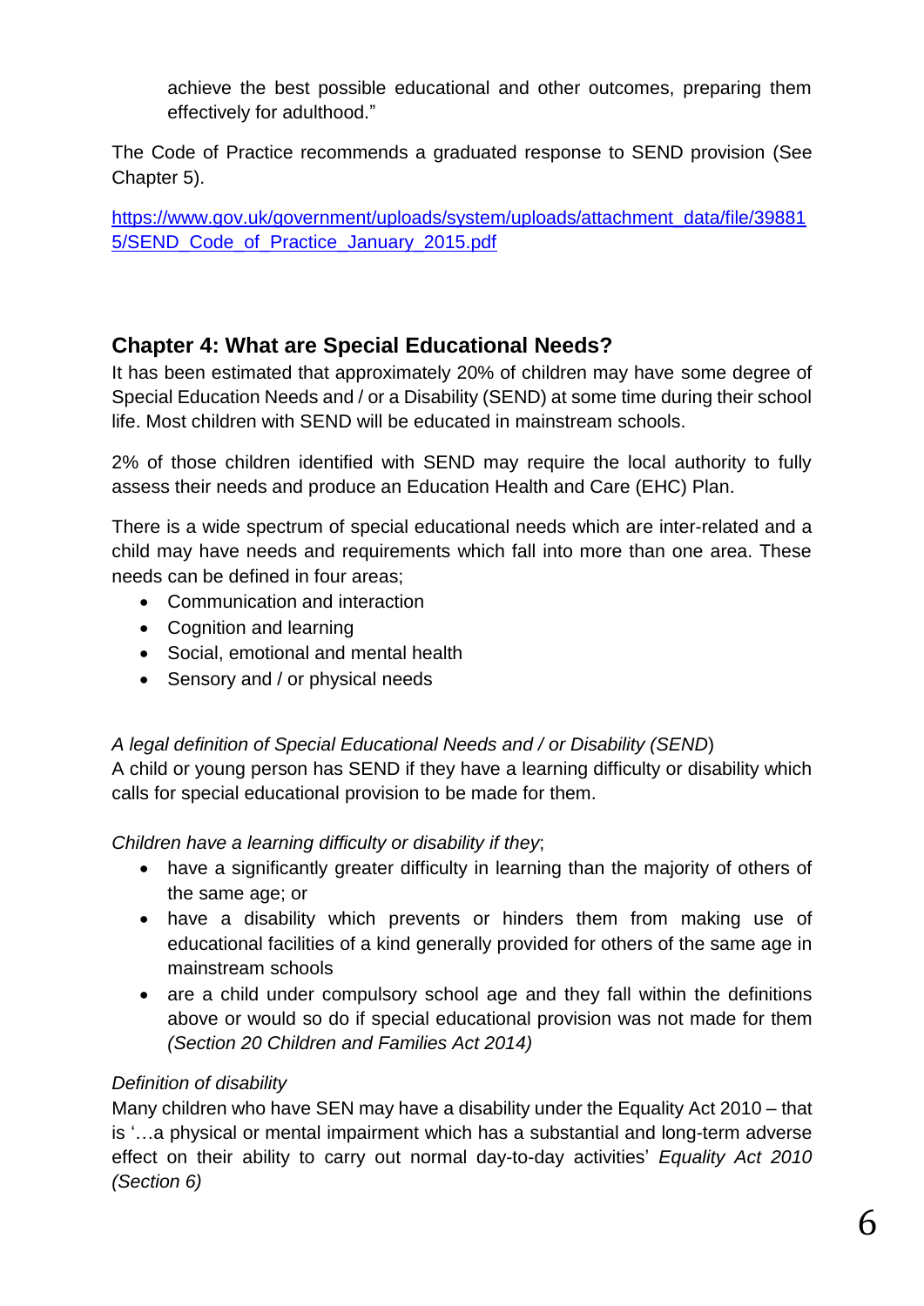achieve the best possible educational and other outcomes, preparing them effectively for adulthood."

The Code of Practice recommends a graduated response to SEND provision (See Chapter 5).

[https://www.gov.uk/government/uploads/system/uploads/attachment_data/file/398815/SEND_Code_of_Practice_January_2015.pdf](https://www.gov.uk/government/uploads/system/uploads/attachment_data/file/398815/SEND_Code_of_Practice_January_2015.pdf)

## Chapter 4: What are Special Educational Needs?

It has been estimated that approximately 20% of children may have some degree of Special Education Needs and / or a Disability (SEND) at some time during their school life. Most children with SEND will be educated in mainstream schools.

2% of those children identified with SEND may require the local authority to fully assess their needs and produce an Education Health and Care (EHC) Plan.

There is a wide spectrum of special educational needs which are inter-related and a child may have needs and requirements which fall into more than one area. These needs can be defined in four areas;

- Communication and interaction
- Cognition and learning
- Social, emotional and mental health
- Sensory and / or physical needs

*A legal definition of Special Educational Needs and / or Disability (SEND)*
A child or young person has SEND if they have a learning difficulty or disability which calls for special educational provision to be made for them.

*Children have a learning difficulty or disability if they*;

- have a significantly greater difficulty in learning than the majority of others of the same age; or
- have a disability which prevents or hinders them from making use of educational facilities of a kind generally provided for others of the same age in mainstream schools
- are a child under compulsory school age and they fall within the definitions above or would so do if special educational provision was not made for them *(Section 20 Children and Families Act 2014)*

*Definition of disability*
Many children who have SEN may have a disability under the Equality Act 2010 – that is '…a physical or mental impairment which has a substantial and long-term adverse effect on their ability to carry out normal day-to-day activities' *Equality Act 2010 (Section 6)*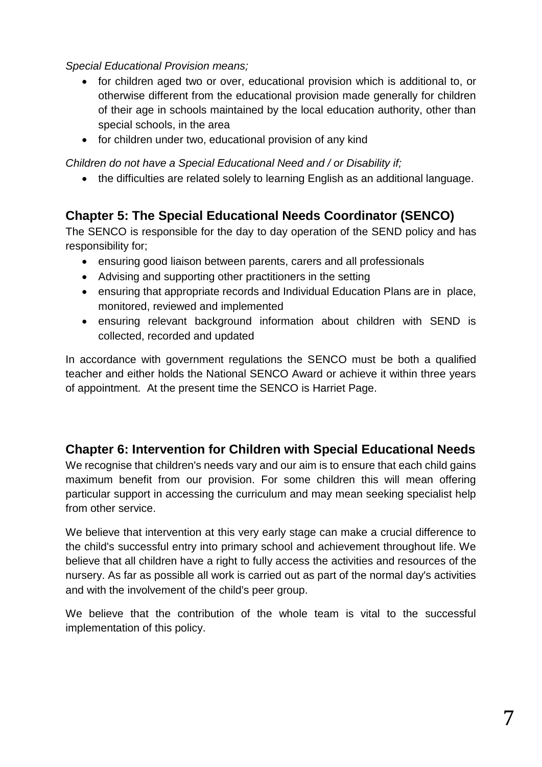*Special Educational Provision means;*

- for children aged two or over, educational provision which is additional to, or otherwise different from the educational provision made generally for children of their age in schools maintained by the local education authority, other than special schools, in the area
- for children under two, educational provision of any kind

*Children do not have a Special Educational Need and / or Disability if;*

- the difficulties are related solely to learning English as an additional language.

## Chapter 5: The Special Educational Needs Coordinator (SENCO)

The SENCO is responsible for the day to day operation of the SEND policy and has responsibility for;

- ensuring good liaison between parents, carers and all professionals
- Advising and supporting other practitioners in the setting
- ensuring that appropriate records and Individual Education Plans are in place, monitored, reviewed and implemented
- ensuring relevant background information about children with SEND is collected, recorded and updated

In accordance with government regulations the SENCO must be both a qualified teacher and either holds the National SENCO Award or achieve it within three years of appointment. At the present time the SENCO is Harriet Page.

## Chapter 6: Intervention for Children with Special Educational Needs

We recognise that children's needs vary and our aim is to ensure that each child gains maximum benefit from our provision. For some children this will mean offering particular support in accessing the curriculum and may mean seeking specialist help from other service.

We believe that intervention at this very early stage can make a crucial difference to the child's successful entry into primary school and achievement throughout life. We believe that all children have a right to fully access the activities and resources of the nursery. As far as possible all work is carried out as part of the normal day's activities and with the involvement of the child's peer group.

We believe that the contribution of the whole team is vital to the successful implementation of this policy.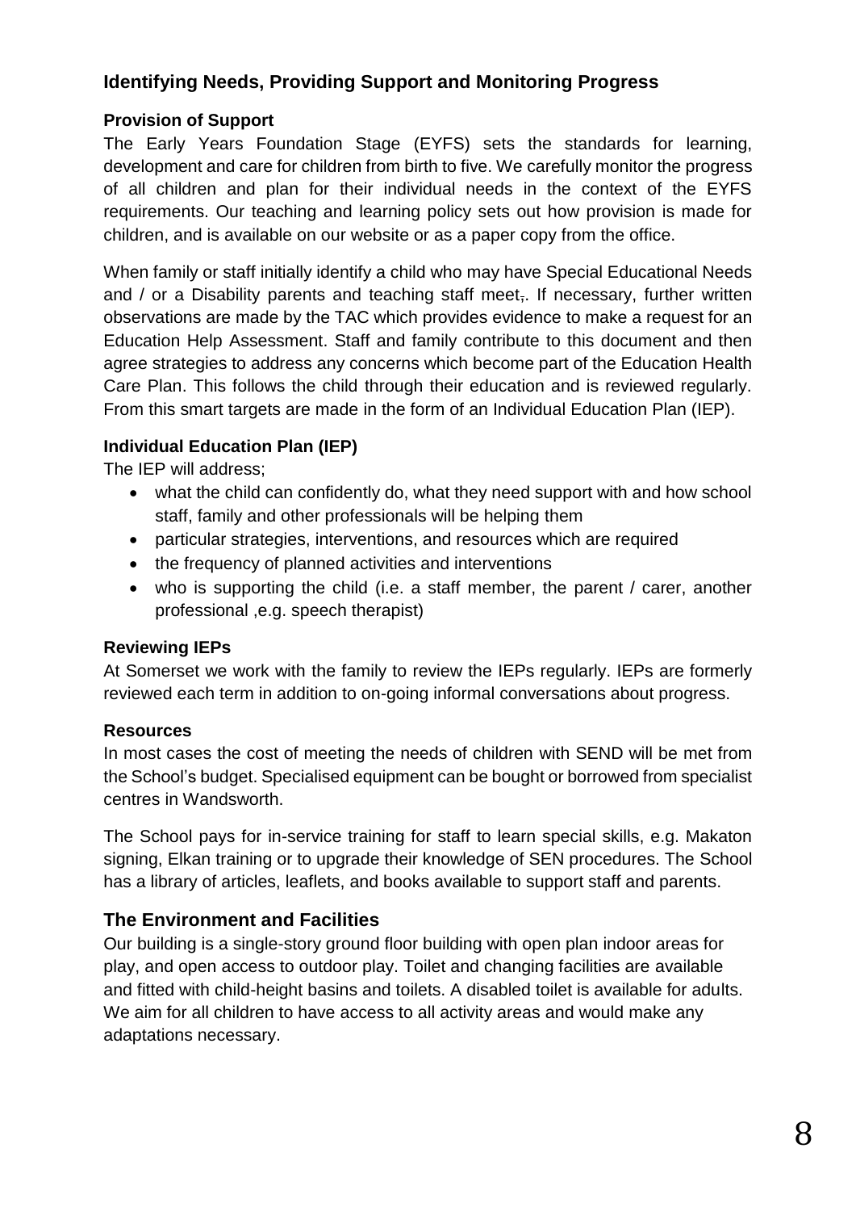## Identifying Needs, Providing Support and Monitoring Progress

### Provision of Support

The Early Years Foundation Stage (EYFS) sets the standards for learning, development and care for children from birth to five. We carefully monitor the progress of all children and plan for their individual needs in the context of the EYFS requirements. Our teaching and learning policy sets out how provision is made for children, and is available on our website or as a paper copy from the office.

When family or staff initially identify a child who may have Special Educational Needs and / or a Disability parents and teaching staff meet. If necessary, further written observations are made by the TAC which provides evidence to make a request for an Education Help Assessment. Staff and family contribute to this document and then agree strategies to address any concerns which become part of the Education Health Care Plan. This follows the child through their education and is reviewed regularly. From this smart targets are made in the form of an Individual Education Plan (IEP).

### Individual Education Plan (IEP)

The IEP will address;

- what the child can confidently do, what they need support with and how school staff, family and other professionals will be helping them
- particular strategies, interventions, and resources which are required
- the frequency of planned activities and interventions
- who is supporting the child (i.e. a staff member, the parent / carer, another professional ,e.g. speech therapist)

### Reviewing IEPs

At Somerset we work with the family to review the IEPs regularly. IEPs are formerly reviewed each term in addition to on-going informal conversations about progress.

### Resources

In most cases the cost of meeting the needs of children with SEND will be met from the School's budget. Specialised equipment can be bought or borrowed from specialist centres in Wandsworth.

The School pays for in-service training for staff to learn special skills, e.g. Makaton signing, Elkan training or to upgrade their knowledge of SEN procedures. The School has a library of articles, leaflets, and books available to support staff and parents.

## The Environment and Facilities

Our building is a single-story ground floor building with open plan indoor areas for play, and open access to outdoor play. Toilet and changing facilities are available and fitted with child-height basins and toilets. A disabled toilet is available for adults. We aim for all children to have access to all activity areas and would make any adaptations necessary.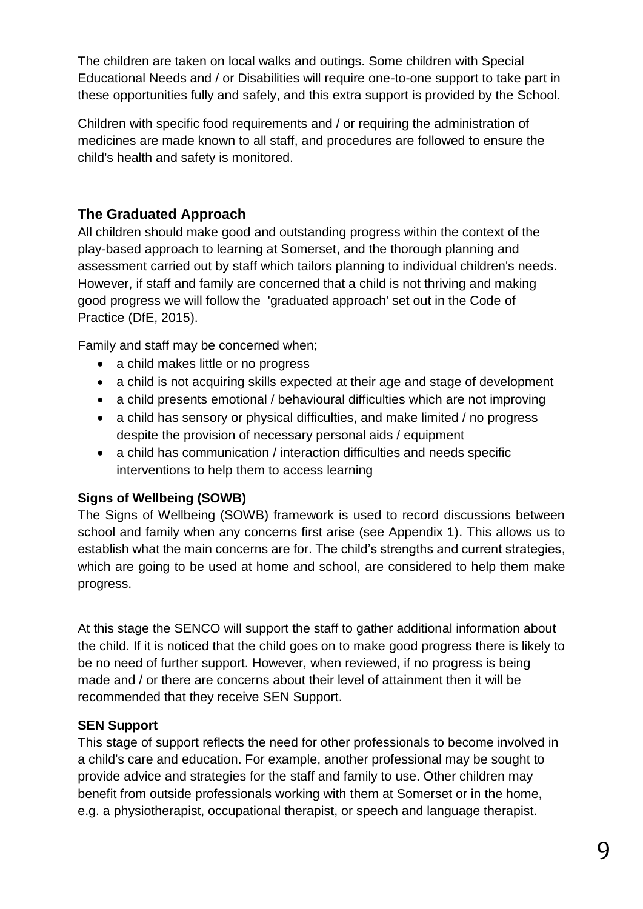The children are taken on local walks and outings. Some children with Special Educational Needs and / or Disabilities will require one-to-one support to take part in these opportunities fully and safely, and this extra support is provided by the School.

Children with specific food requirements and / or requiring the administration of medicines are made known to all staff, and procedures are followed to ensure the child's health and safety is monitored.

## The Graduated Approach

All children should make good and outstanding progress within the context of the play-based approach to learning at Somerset, and the thorough planning and assessment carried out by staff which tailors planning to individual children's needs. However, if staff and family are concerned that a child is not thriving and making good progress we will follow the 'graduated approach' set out in the Code of Practice (DfE, 2015).

Family and staff may be concerned when;

- a child makes little or no progress
- a child is not acquiring skills expected at their age and stage of development
- a child presents emotional / behavioural difficulties which are not improving
- a child has sensory or physical difficulties, and make limited / no progress despite the provision of necessary personal aids / equipment
- a child has communication / interaction difficulties and needs specific interventions to help them to access learning

**Signs of Wellbeing (SOWB)**

The Signs of Wellbeing (SOWB) framework is used to record discussions between school and family when any concerns first arise (see Appendix 1). This allows us to establish what the main concerns are for. The child's strengths and current strategies, which are going to be used at home and school, are considered to help them make progress.

At this stage the SENCO will support the staff to gather additional information about the child. If it is noticed that the child goes on to make good progress there is likely to be no need of further support. However, when reviewed, if no progress is being made and / or there are concerns about their level of attainment then it will be recommended that they receive SEN Support.

**SEN Support**

This stage of support reflects the need for other professionals to become involved in a child's care and education. For example, another professional may be sought to provide advice and strategies for the staff and family to use. Other children may benefit from outside professionals working with them at Somerset or in the home, e.g. a physiotherapist, occupational therapist, or speech and language therapist.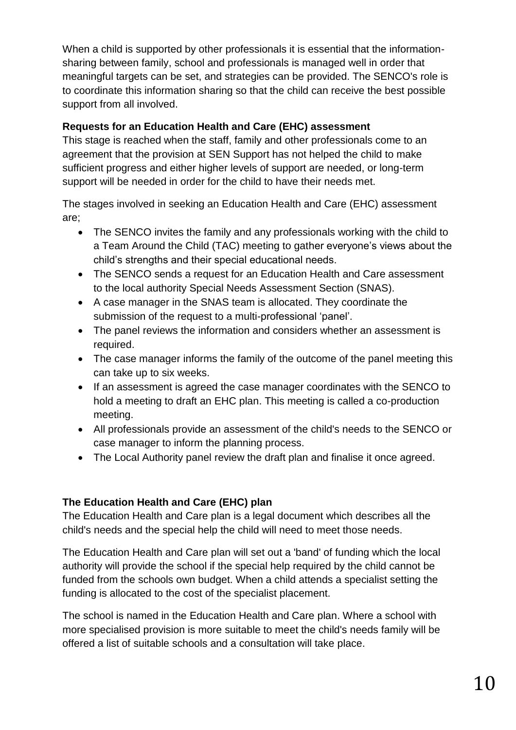When a child is supported by other professionals it is essential that the information-sharing between family, school and professionals is managed well in order that meaningful targets can be set, and strategies can be provided. The SENCO's role is to coordinate this information sharing so that the child can receive the best possible support from all involved.

**Requests for an Education Health and Care (EHC) assessment**

This stage is reached when the staff, family and other professionals come to an agreement that the provision at SEN Support has not helped the child to make sufficient progress and either higher levels of support are needed, or long-term support will be needed in order for the child to have their needs met.

The stages involved in seeking an Education Health and Care (EHC) assessment are;

- The SENCO invites the family and any professionals working with the child to a Team Around the Child (TAC) meeting to gather everyone's views about the child's strengths and their special educational needs.
- The SENCO sends a request for an Education Health and Care assessment to the local authority Special Needs Assessment Section (SNAS).
- A case manager in the SNAS team is allocated. They coordinate the submission of the request to a multi-professional 'panel'.
- The panel reviews the information and considers whether an assessment is required.
- The case manager informs the family of the outcome of the panel meeting this can take up to six weeks.
- If an assessment is agreed the case manager coordinates with the SENCO to hold a meeting to draft an EHC plan. This meeting is called a co-production meeting.
- All professionals provide an assessment of the child's needs to the SENCO or case manager to inform the planning process.
- The Local Authority panel review the draft plan and finalise it once agreed.

**The Education Health and Care (EHC) plan**

The Education Health and Care plan is a legal document which describes all the child's needs and the special help the child will need to meet those needs.

The Education Health and Care plan will set out a 'band' of funding which the local authority will provide the school if the special help required by the child cannot be funded from the schools own budget. When a child attends a specialist setting the funding is allocated to the cost of the specialist placement.

The school is named in the Education Health and Care plan. Where a school with more specialised provision is more suitable to meet the child's needs family will be offered a list of suitable schools and a consultation will take place.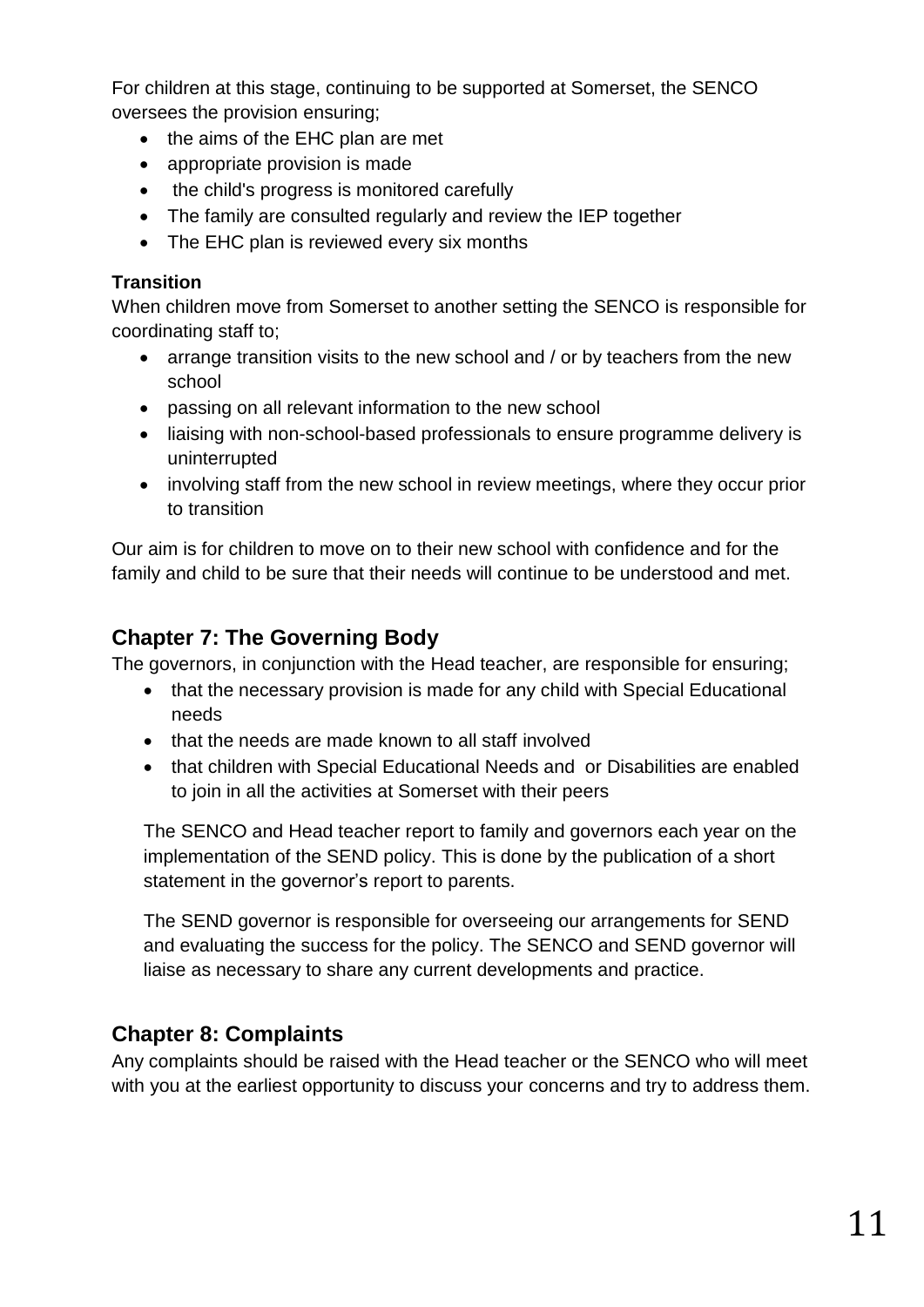For children at this stage, continuing to be supported at Somerset, the SENCO oversees the provision ensuring;

- the aims of the EHC plan are met
- appropriate provision is made
- the child's progress is monitored carefully
- The family are consulted regularly and review the IEP together
- The EHC plan is reviewed every six months

**Transition**

When children move from Somerset to another setting the SENCO is responsible for coordinating staff to;

- arrange transition visits to the new school and / or by teachers from the new school
- passing on all relevant information to the new school
- liaising with non-school-based professionals to ensure programme delivery is uninterrupted
- involving staff from the new school in review meetings, where they occur prior to transition

Our aim is for children to move on to their new school with confidence and for the family and child to be sure that their needs will continue to be understood and met.

## Chapter 7: The Governing Body

The governors, in conjunction with the Head teacher, are responsible for ensuring;

- that the necessary provision is made for any child with Special Educational needs
- that the needs are made known to all staff involved
- that children with Special Educational Needs and or Disabilities are enabled to join in all the activities at Somerset with their peers

The SENCO and Head teacher report to family and governors each year on the implementation of the SEND policy. This is done by the publication of a short statement in the governor's report to parents.

The SEND governor is responsible for overseeing our arrangements for SEND and evaluating the success for the policy. The SENCO and SEND governor will liaise as necessary to share any current developments and practice.

## Chapter 8: Complaints

Any complaints should be raised with the Head teacher or the SENCO who will meet with you at the earliest opportunity to discuss your concerns and try to address them.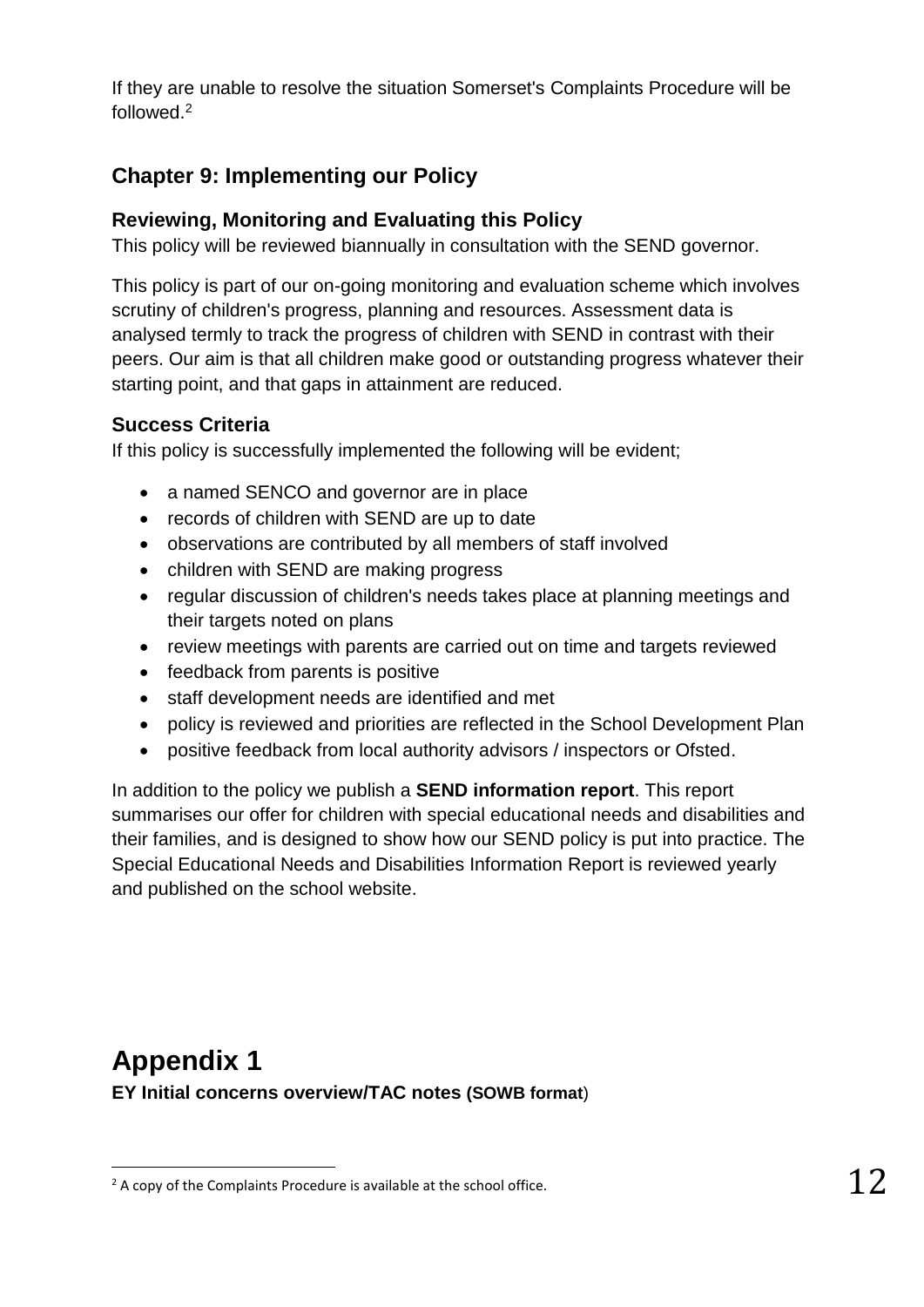If they are unable to resolve the situation Somerset's Complaints Procedure will be followed.[2]

## Chapter 9: Implementing our Policy

### Reviewing, Monitoring and Evaluating this Policy

This policy will be reviewed biannually in consultation with the SEND governor.

This policy is part of our on-going monitoring and evaluation scheme which involves scrutiny of children's progress, planning and resources. Assessment data is analysed termly to track the progress of children with SEND in contrast with their peers. Our aim is that all children make good or outstanding progress whatever their starting point, and that gaps in attainment are reduced.

### Success Criteria

If this policy is successfully implemented the following will be evident;

- a named SENCO and governor are in place
- records of children with SEND are up to date
- observations are contributed by all members of staff involved
- children with SEND are making progress
- regular discussion of children's needs takes place at planning meetings and their targets noted on plans
- review meetings with parents are carried out on time and targets reviewed
- feedback from parents is positive
- staff development needs are identified and met
- policy is reviewed and priorities are reflected in the School Development Plan
- positive feedback from local authority advisors / inspectors or Ofsted.

In addition to the policy we publish a **SEND information report**. This report summarises our offer for children with special educational needs and disabilities and their families, and is designed to show how our SEND policy is put into practice. The Special Educational Needs and Disabilities Information Report is reviewed yearly and published on the school website.

# Appendix 1

**EY Initial concerns overview/TAC notes (SOWB format)**

[2] A copy of the Complaints Procedure is available at the school office.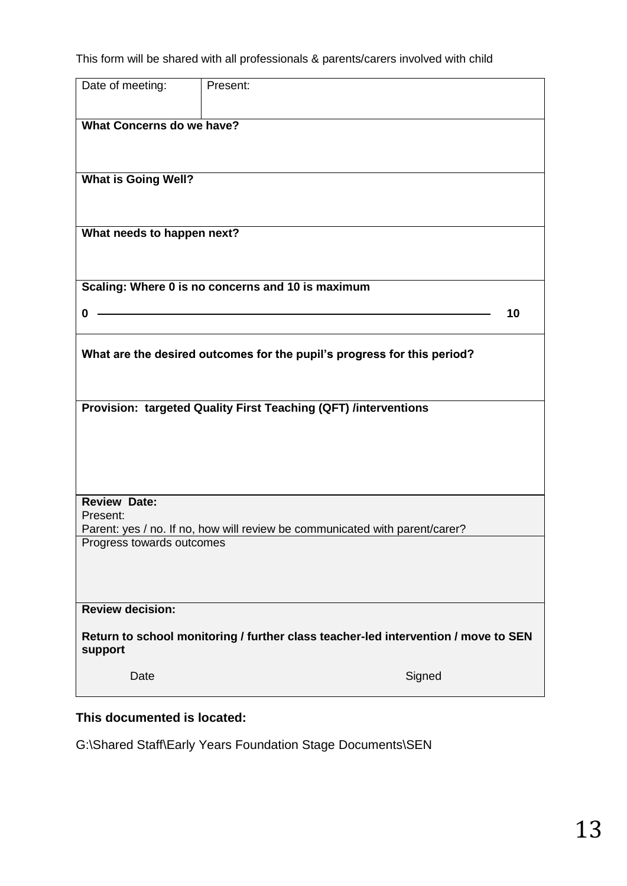This form will be shared with all professionals & parents/carers involved with child

| | |
|---|---|
| Date of meeting: | Present: |
| **What Concerns do we have?** | |
| **What is Going Well?** | |
| **What needs to happen next?** | |
| **Scaling: Where 0 is no concerns and 10 is maximum**<br><br>**0** ———————————————————— **10** | |
| **What are the desired outcomes for the pupil's progress for this period?** | |
| **Provision: targeted Quality First Teaching (QFT) /interventions** | |
| **Review Date:**<br>Present:<br>Parent: yes / no. If no, how will review be communicated with parent/carer? | |
| Progress towards outcomes | |
| **Review decision:**<br><br>**Return to school monitoring / further class teacher-led intervention / move to SEN support**<br><br>Date Signed | |

**This documented is located:**

G:\Shared Staff\Early Years Foundation Stage Documents\SEN